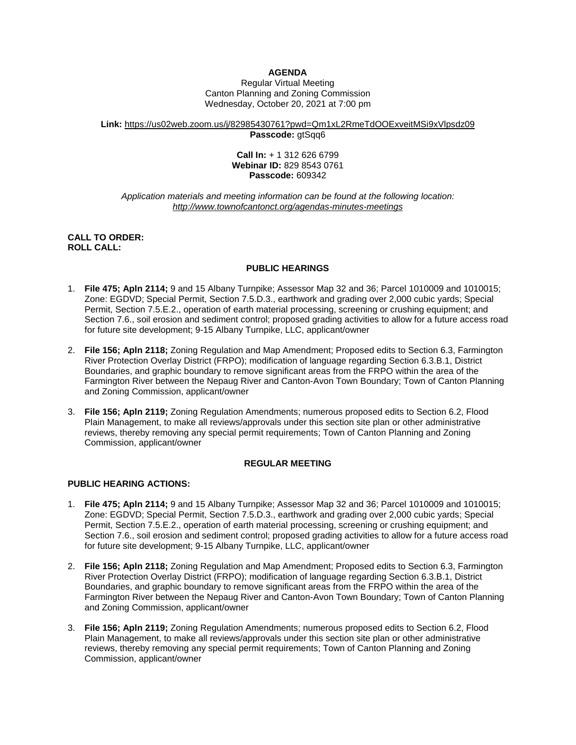**AGENDA**

Regular Virtual Meeting
Canton Planning and Zoning Commission
Wednesday, October 20, 2021 at 7:00 pm

**Link:** https://us02web.zoom.us/j/82985430761?pwd=Qm1xL2RmeTdOOExveitMSi9xVlpsdz09
**Passcode:** gtSqq6

**Call In:** + 1 312 626 6799
**Webinar ID:** 829 8543 0761
**Passcode:** 609342

*Application materials and meeting information can be found at the following location:*
*http://www.townofcantonct.org/agendas-minutes-meetings*

**CALL TO ORDER:**
**ROLL CALL:**

## PUBLIC HEARINGS

1. **File 475; Apln 2114;** 9 and 15 Albany Turnpike; Assessor Map 32 and 36; Parcel 1010009 and 1010015; Zone: EGDVD; Special Permit, Section 7.5.D.3., earthwork and grading over 2,000 cubic yards; Special Permit, Section 7.5.E.2., operation of earth material processing, screening or crushing equipment; and Section 7.6., soil erosion and sediment control; proposed grading activities to allow for a future access road for future site development; 9-15 Albany Turnpike, LLC, applicant/owner

2. **File 156; Apln 2118;** Zoning Regulation and Map Amendment; Proposed edits to Section 6.3, Farmington River Protection Overlay District (FRPO); modification of language regarding Section 6.3.B.1, District Boundaries, and graphic boundary to remove significant areas from the FRPO within the area of the Farmington River between the Nepaug River and Canton-Avon Town Boundary; Town of Canton Planning and Zoning Commission, applicant/owner

3. **File 156; Apln 2119;** Zoning Regulation Amendments; numerous proposed edits to Section 6.2, Flood Plain Management, to make all reviews/approvals under this section site plan or other administrative reviews, thereby removing any special permit requirements; Town of Canton Planning and Zoning Commission, applicant/owner

## REGULAR MEETING

**PUBLIC HEARING ACTIONS:**

1. **File 475; Apln 2114;** 9 and 15 Albany Turnpike; Assessor Map 32 and 36; Parcel 1010009 and 1010015; Zone: EGDVD; Special Permit, Section 7.5.D.3., earthwork and grading over 2,000 cubic yards; Special Permit, Section 7.5.E.2., operation of earth material processing, screening or crushing equipment; and Section 7.6., soil erosion and sediment control; proposed grading activities to allow for a future access road for future site development; 9-15 Albany Turnpike, LLC, applicant/owner

2. **File 156; Apln 2118;** Zoning Regulation and Map Amendment; Proposed edits to Section 6.3, Farmington River Protection Overlay District (FRPO); modification of language regarding Section 6.3.B.1, District Boundaries, and graphic boundary to remove significant areas from the FRPO within the area of the Farmington River between the Nepaug River and Canton-Avon Town Boundary; Town of Canton Planning and Zoning Commission, applicant/owner

3. **File 156; Apln 2119;** Zoning Regulation Amendments; numerous proposed edits to Section 6.2, Flood Plain Management, to make all reviews/approvals under this section site plan or other administrative reviews, thereby removing any special permit requirements; Town of Canton Planning and Zoning Commission, applicant/owner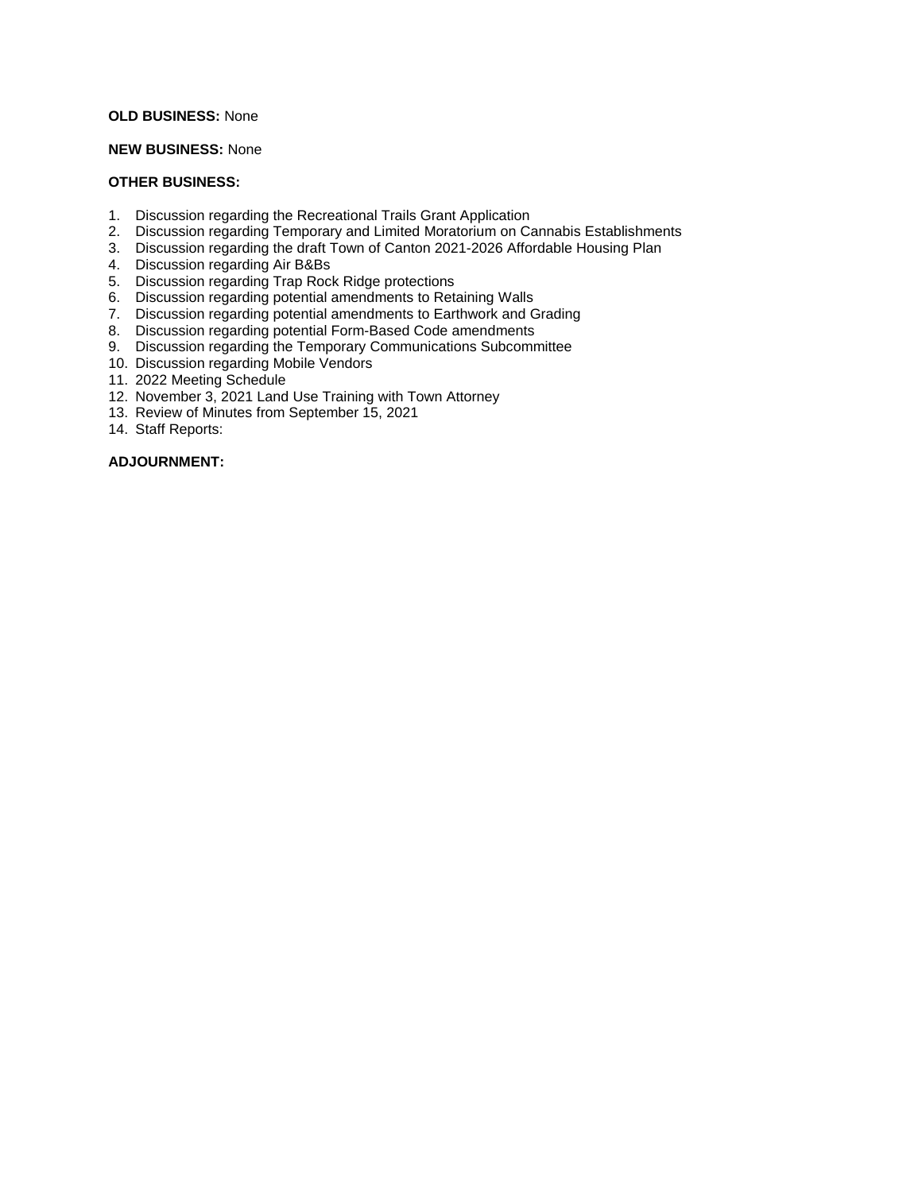**OLD BUSINESS:** None

**NEW BUSINESS:** None

**OTHER BUSINESS:**

1. Discussion regarding the Recreational Trails Grant Application
2. Discussion regarding Temporary and Limited Moratorium on Cannabis Establishments
3. Discussion regarding the draft Town of Canton 2021-2026 Affordable Housing Plan
4. Discussion regarding Air B&Bs
5. Discussion regarding Trap Rock Ridge protections
6. Discussion regarding potential amendments to Retaining Walls
7. Discussion regarding potential amendments to Earthwork and Grading
8. Discussion regarding potential Form-Based Code amendments
9. Discussion regarding the Temporary Communications Subcommittee
10. Discussion regarding Mobile Vendors
11. 2022 Meeting Schedule
12. November 3, 2021 Land Use Training with Town Attorney
13. Review of Minutes from September 15, 2021
14. Staff Reports:

**ADJOURNMENT:**